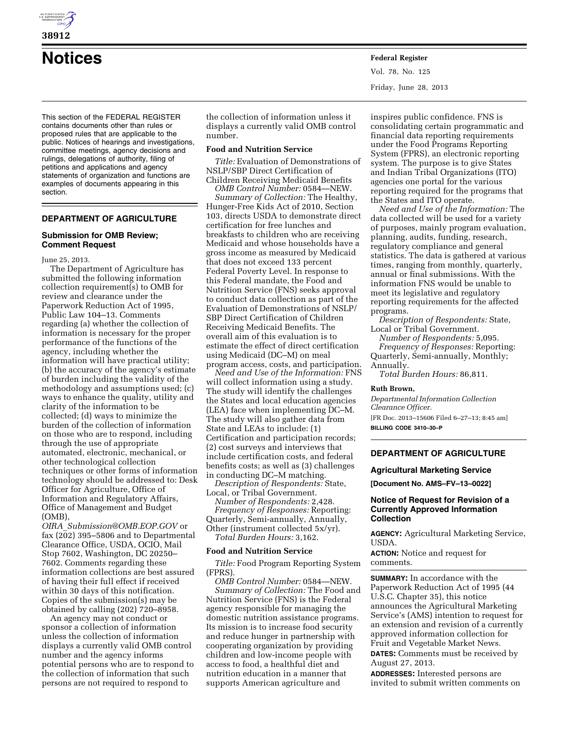# Notices

This section of the FEDERAL REGISTER contains documents other than rules or proposed rules that are applicable to the public. Notices of hearings and investigations, committee meetings, agency decisions and rulings, delegations of authority, filing of petitions and applications and agency statements of organization and functions are examples of documents appearing in this section.

## DEPARTMENT OF AGRICULTURE

### Submission for OMB Review; Comment Request

June 25, 2013.

The Department of Agriculture has submitted the following information collection requirement(s) to OMB for review and clearance under the Paperwork Reduction Act of 1995, Public Law 104–13. Comments regarding (a) whether the collection of information is necessary for the proper performance of the functions of the agency, including whether the information will have practical utility; (b) the accuracy of the agency's estimate of burden including the validity of the methodology and assumptions used; (c) ways to enhance the quality, utility and clarity of the information to be collected; (d) ways to minimize the burden of the collection of information on those who are to respond, including through the use of appropriate automated, electronic, mechanical, or other technological collection techniques or other forms of information technology should be addressed to: Desk Officer for Agriculture, Office of Information and Regulatory Affairs, Office of Management and Budget (OMB), *OIRA_Submission@OMB.EOP.GOV* or fax (202) 395–5806 and to Departmental Clearance Office, USDA, OCIO, Mail Stop 7602, Washington, DC 20250–7602. Comments regarding these information collections are best assured of having their full effect if received within 30 days of this notification. Copies of the submission(s) may be obtained by calling (202) 720–8958.

An agency may not conduct or sponsor a collection of information unless the collection of information displays a currently valid OMB control number and the agency informs potential persons who are to respond to the collection of information that such persons are not required to respond to the collection of information unless it displays a currently valid OMB control number.

**Food and Nutrition Service**

*Title:* Evaluation of Demonstrations of NSLP/SBP Direct Certification of Children Receiving Medicaid Benefits

*OMB Control Number:* 0584—NEW.

*Summary of Collection:* The Healthy, Hunger-Free Kids Act of 2010, Section 103, directs USDA to demonstrate direct certification for free lunches and breakfasts to children who are receiving Medicaid and whose households have a gross income as measured by Medicaid that does not exceed 133 percent Federal Poverty Level. In response to this Federal mandate, the Food and Nutrition Service (FNS) seeks approval to conduct data collection as part of the Evaluation of Demonstrations of NSLP/SBP Direct Certification of Children Receiving Medicaid Benefits. The overall aim of this evaluation is to estimate the effect of direct certification using Medicaid (DC–M) on meal program access, costs, and participation.

*Need and Use of the Information:* FNS will collect information using a study. The study will identify the challenges the States and local education agencies (LEA) face when implementing DC–M. The study will also gather data from State and LEAs to include: (1) Certification and participation records; (2) cost surveys and interviews that include certification costs, and federal benefits costs; as well as (3) challenges in conducting DC–M matching.

*Description of Respondents:* State, Local, or Tribal Government.

*Number of Respondents:* 2,428.

*Frequency of Responses:* Reporting: Quarterly, Semi-annually, Annually, Other (instrument collected 5x/yr).

*Total Burden Hours:* 3,162.

**Food and Nutrition Service**

*Title:* Food Program Reporting System (FPRS).

*OMB Control Number:* 0584—NEW.

*Summary of Collection:* The Food and Nutrition Service (FNS) is the Federal agency responsible for managing the domestic nutrition assistance programs. Its mission is to increase food security and reduce hunger in partnership with cooperating organization by providing children and low-income people with access to food, a healthful diet and nutrition education in a manner that supports American agriculture and inspires public confidence. FNS is consolidating certain programmatic and financial data reporting requirements under the Food Programs Reporting System (FPRS), an electronic reporting system. The purpose is to give States and Indian Tribal Organizations (ITO) agencies one portal for the various reporting required for the programs that the States and ITO operate.

*Need and Use of the Information:* The data collected will be used for a variety of purposes, mainly program evaluation, planning, audits, funding, research, regulatory compliance and general statistics. The data is gathered at various times, ranging from monthly, quarterly, annual or final submissions. With the information FNS would be unable to meet its legislative and regulatory reporting requirements for the affected programs.

*Description of Respondents:* State, Local or Tribal Government.

*Number of Respondents:* 5,095.

*Frequency of Responses:* Reporting: Quarterly, Semi-annually, Monthly; Annually.

*Total Burden Hours:* 86,811.

**Ruth Brown,**

*Departmental Information Collection Clearance Officer.*

[FR Doc. 2013–15606 Filed 6–27–13; 8:45 am]

**BILLING CODE 3410–30–P**

## DEPARTMENT OF AGRICULTURE

### Agricultural Marketing Service

**[Document No. AMS–FV–13–0022]**

### Notice of Request for Revision of a Currently Approved Information Collection

**AGENCY:** Agricultural Marketing Service, USDA.

**ACTION:** Notice and request for comments.

**SUMMARY:** In accordance with the Paperwork Reduction Act of 1995 (44 U.S.C. Chapter 35), this notice announces the Agricultural Marketing Service's (AMS) intention to request for an extension and revision of a currently approved information collection for Fruit and Vegetable Market News.

**DATES:** Comments must be received by August 27, 2013.

**ADDRESSES:** Interested persons are invited to submit written comments on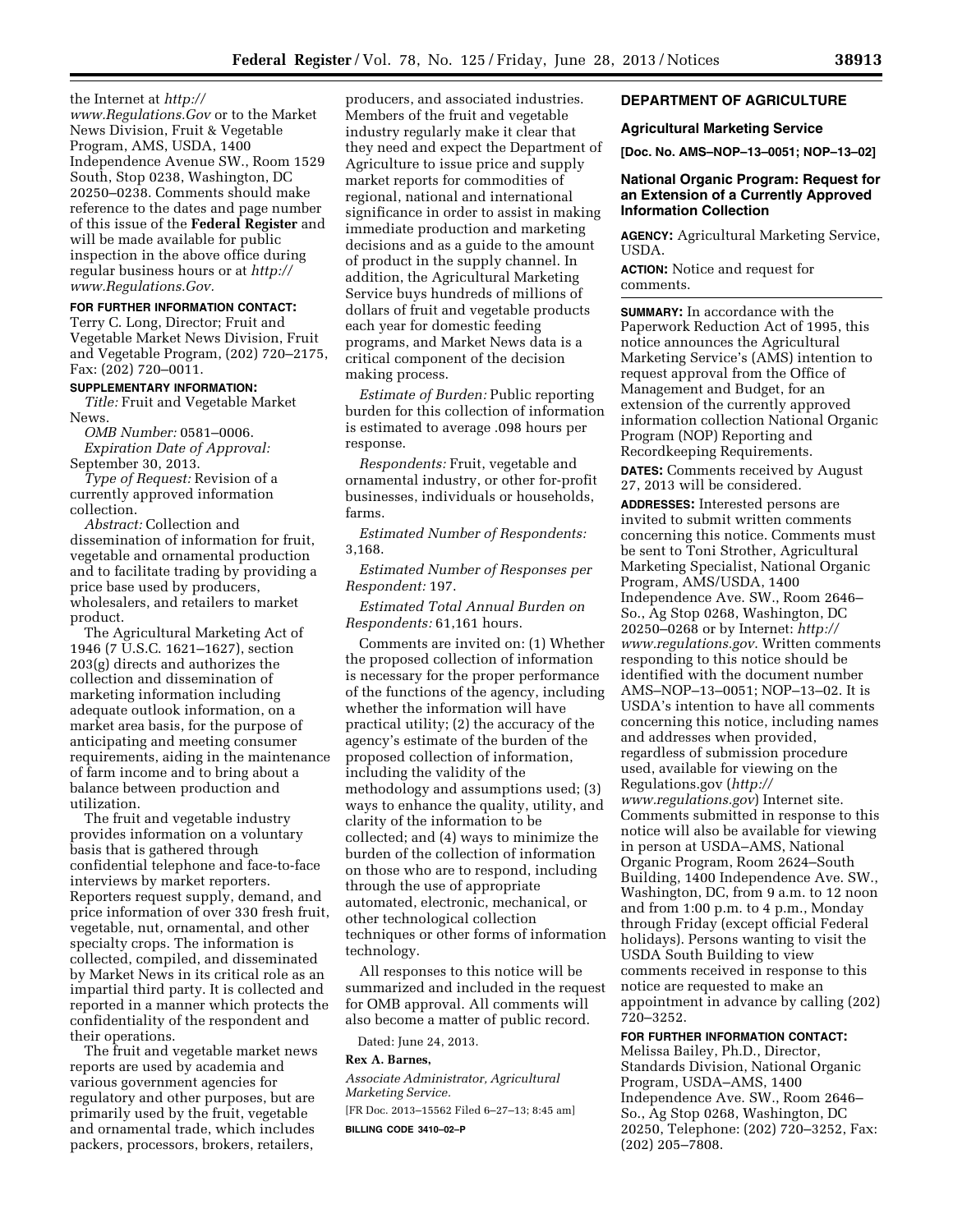the Internet at *http://www.Regulations.Gov* or to the Market News Division, Fruit & Vegetable Program, AMS, USDA, 1400 Independence Avenue SW., Room 1529 South, Stop 0238, Washington, DC 20250–0238. Comments should make reference to the dates and page number of this issue of the **Federal Register** and will be made available for public inspection in the above office during regular business hours or at *http://www.Regulations.Gov.*

**FOR FURTHER INFORMATION CONTACT:** Terry C. Long, Director; Fruit and Vegetable Market News Division, Fruit and Vegetable Program, (202) 720–2175, Fax: (202) 720–0011.

**SUPPLEMENTARY INFORMATION:**

*Title:* Fruit and Vegetable Market News.

*OMB Number:* 0581–0006.

*Expiration Date of Approval:* September 30, 2013.

*Type of Request:* Revision of a currently approved information collection.

*Abstract:* Collection and dissemination of information for fruit, vegetable and ornamental production and to facilitate trading by providing a price base used by producers, wholesalers, and retailers to market product.

The Agricultural Marketing Act of 1946 (7 U.S.C. 1621–1627), section 203(g) directs and authorizes the collection and dissemination of marketing information including adequate outlook information, on a market area basis, for the purpose of anticipating and meeting consumer requirements, aiding in the maintenance of farm income and to bring about a balance between production and utilization.

The fruit and vegetable industry provides information on a voluntary basis that is gathered through confidential telephone and face-to-face interviews by market reporters. Reporters request supply, demand, and price information of over 330 fresh fruit, vegetable, nut, ornamental, and other specialty crops. The information is collected, compiled, and disseminated by Market News in its critical role as an impartial third party. It is collected and reported in a manner which protects the confidentiality of the respondent and their operations.

The fruit and vegetable market news reports are used by academia and various government agencies for regulatory and other purposes, but are primarily used by the fruit, vegetable and ornamental trade, which includes packers, processors, brokers, retailers, producers, and associated industries. Members of the fruit and vegetable industry regularly make it clear that they need and expect the Department of Agriculture to issue price and supply market reports for commodities of regional, national and international significance in order to assist in making immediate production and marketing decisions and as a guide to the amount of product in the supply channel. In addition, the Agricultural Marketing Service buys hundreds of millions of dollars of fruit and vegetable products each year for domestic feeding programs, and Market News data is a critical component of the decision making process.

*Estimate of Burden:* Public reporting burden for this collection of information is estimated to average .098 hours per response.

*Respondents:* Fruit, vegetable and ornamental industry, or other for-profit businesses, individuals or households, farms.

*Estimated Number of Respondents:* 3,168.

*Estimated Number of Responses per Respondent:* 197.

*Estimated Total Annual Burden on Respondents:* 61,161 hours.

Comments are invited on: (1) Whether the proposed collection of information is necessary for the proper performance of the functions of the agency, including whether the information will have practical utility; (2) the accuracy of the agency's estimate of the burden of the proposed collection of information, including the validity of the methodology and assumptions used; (3) ways to enhance the quality, utility, and clarity of the information to be collected; and (4) ways to minimize the burden of the collection of information on those who are to respond, including through the use of appropriate automated, electronic, mechanical, or other technological collection techniques or other forms of information technology.

All responses to this notice will be summarized and included in the request for OMB approval. All comments will also become a matter of public record.

Dated: June 24, 2013.

**Rex A. Barnes,**

*Associate Administrator, Agricultural Marketing Service.*

[FR Doc. 2013–15562 Filed 6–27–13; 8:45 am]

**BILLING CODE 3410–02–P**

## DEPARTMENT OF AGRICULTURE

### Agricultural Marketing Service

**[Doc. No. AMS–NOP–13–0051; NOP–13–02]**

### National Organic Program: Request for an Extension of a Currently Approved Information Collection

**AGENCY:** Agricultural Marketing Service, USDA.

**ACTION:** Notice and request for comments.

**SUMMARY:** In accordance with the Paperwork Reduction Act of 1995, this notice announces the Agricultural Marketing Service's (AMS) intention to request approval from the Office of Management and Budget, for an extension of the currently approved information collection National Organic Program (NOP) Reporting and Recordkeeping Requirements.

**DATES:** Comments received by August 27, 2013 will be considered.

**ADDRESSES:** Interested persons are invited to submit written comments concerning this notice. Comments must be sent to Toni Strother, Agricultural Marketing Specialist, National Organic Program, AMS/USDA, 1400 Independence Ave. SW., Room 2646–So., Ag Stop 0268, Washington, DC 20250–0268 or by Internet: *http://www.regulations.gov*. Written comments responding to this notice should be identified with the document number AMS–NOP–13–0051; NOP–13–02. It is USDA's intention to have all comments concerning this notice, including names and addresses when provided, regardless of submission procedure used, available for viewing on the Regulations.gov (*http://www.regulations.gov*) Internet site. Comments submitted in response to this notice will also be available for viewing in person at USDA–AMS, National Organic Program, Room 2624–South Building, 1400 Independence Ave. SW., Washington, DC, from 9 a.m. to 12 noon and from 1:00 p.m. to 4 p.m., Monday through Friday (except official Federal holidays). Persons wanting to visit the USDA South Building to view comments received in response to this notice are requested to make an appointment in advance by calling (202) 720–3252.

**FOR FURTHER INFORMATION CONTACT:** Melissa Bailey, Ph.D., Director, Standards Division, National Organic Program, USDA–AMS, 1400 Independence Ave. SW., Room 2646–So., Ag Stop 0268, Washington, DC 20250, Telephone: (202) 720–3252, Fax: (202) 205–7808.